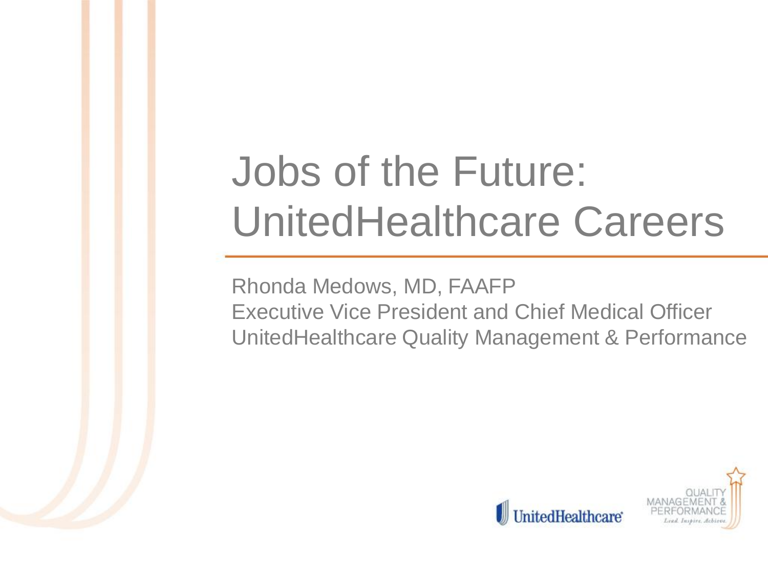# Jobs of the Future: UnitedHealthcare Careers

Rhonda Medows, MD, FAAFP
Executive Vice President and Chief Medical Officer
UnitedHealthcare Quality Management & Performance

UnitedHealthcare

QUALITY MANAGEMENT & PERFORMANCE
*Lead. Inspire. Achieve.*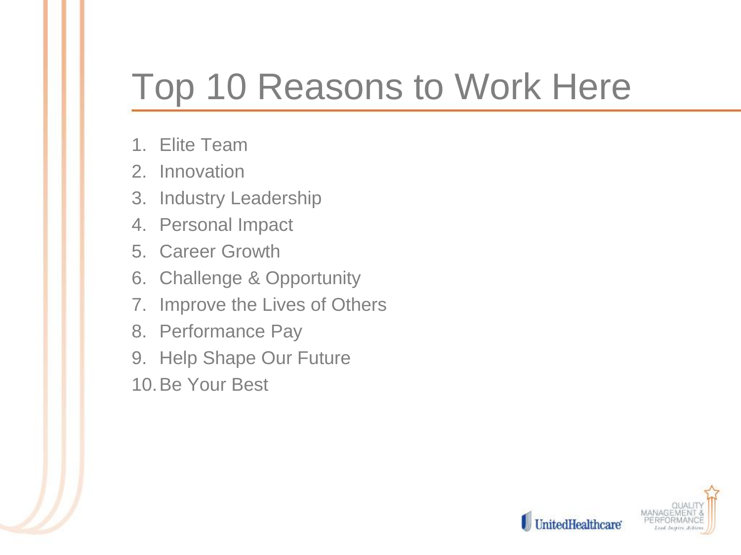# Top 10 Reasons to Work Here

1. Elite Team
2. Innovation
3. Industry Leadership
4. Personal Impact
5. Career Growth
6. Challenge & Opportunity
7. Improve the Lives of Others
8. Performance Pay
9. Help Shape Our Future
10. Be Your Best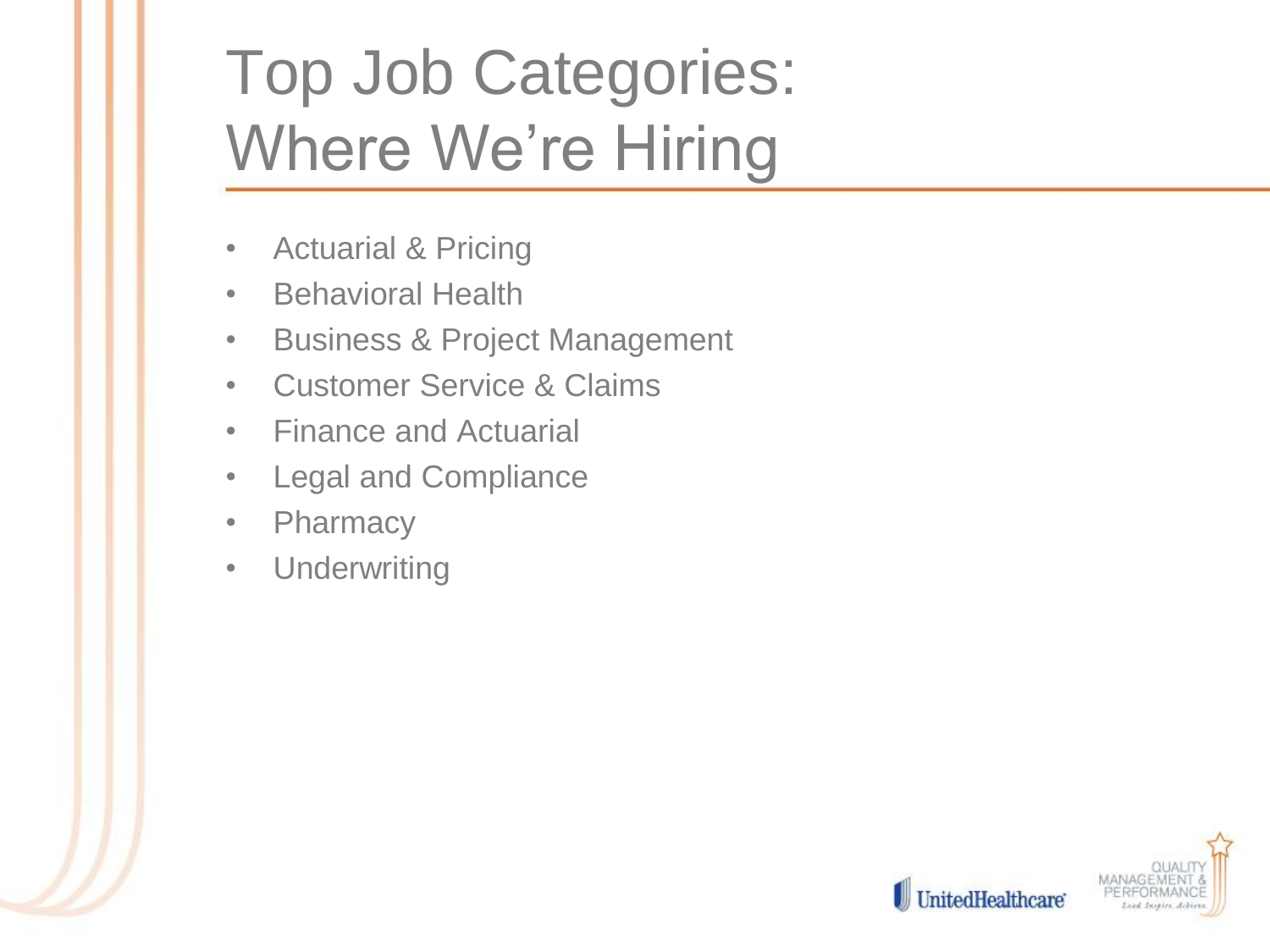# Top Job Categories: Where We're Hiring

- Actuarial & Pricing
- Behavioral Health
- Business & Project Management
- Customer Service & Claims
- Finance and Actuarial
- Legal and Compliance
- Pharmacy
- Underwriting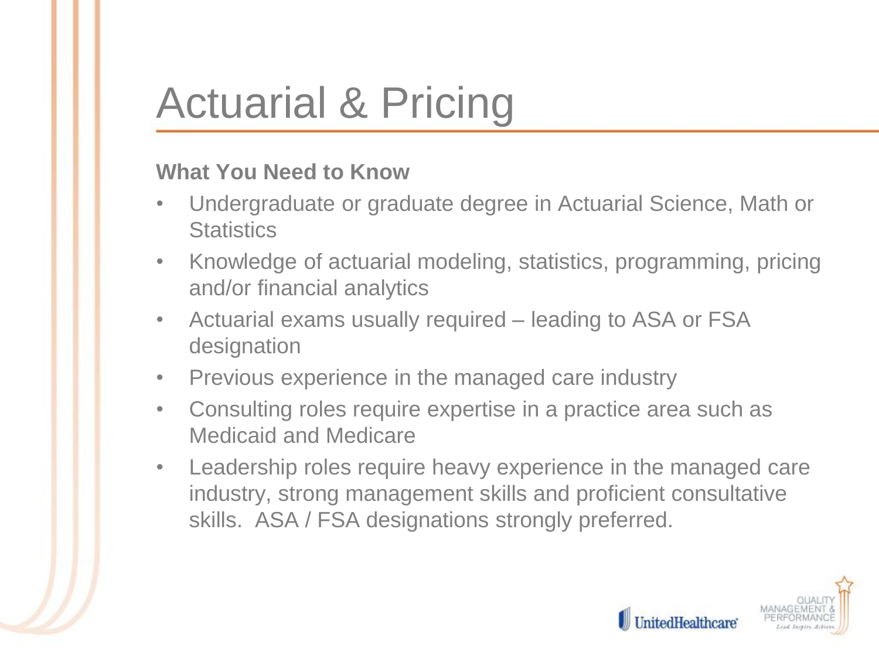# Actuarial & Pricing

**What You Need to Know**

- Undergraduate or graduate degree in Actuarial Science, Math or Statistics
- Knowledge of actuarial modeling, statistics, programming, pricing and/or financial analytics
- Actuarial exams usually required – leading to ASA or FSA designation
- Previous experience in the managed care industry
- Consulting roles require expertise in a practice area such as Medicaid and Medicare
- Leadership roles require heavy experience in the managed care industry, strong management skills and proficient consultative skills. ASA / FSA designations strongly preferred.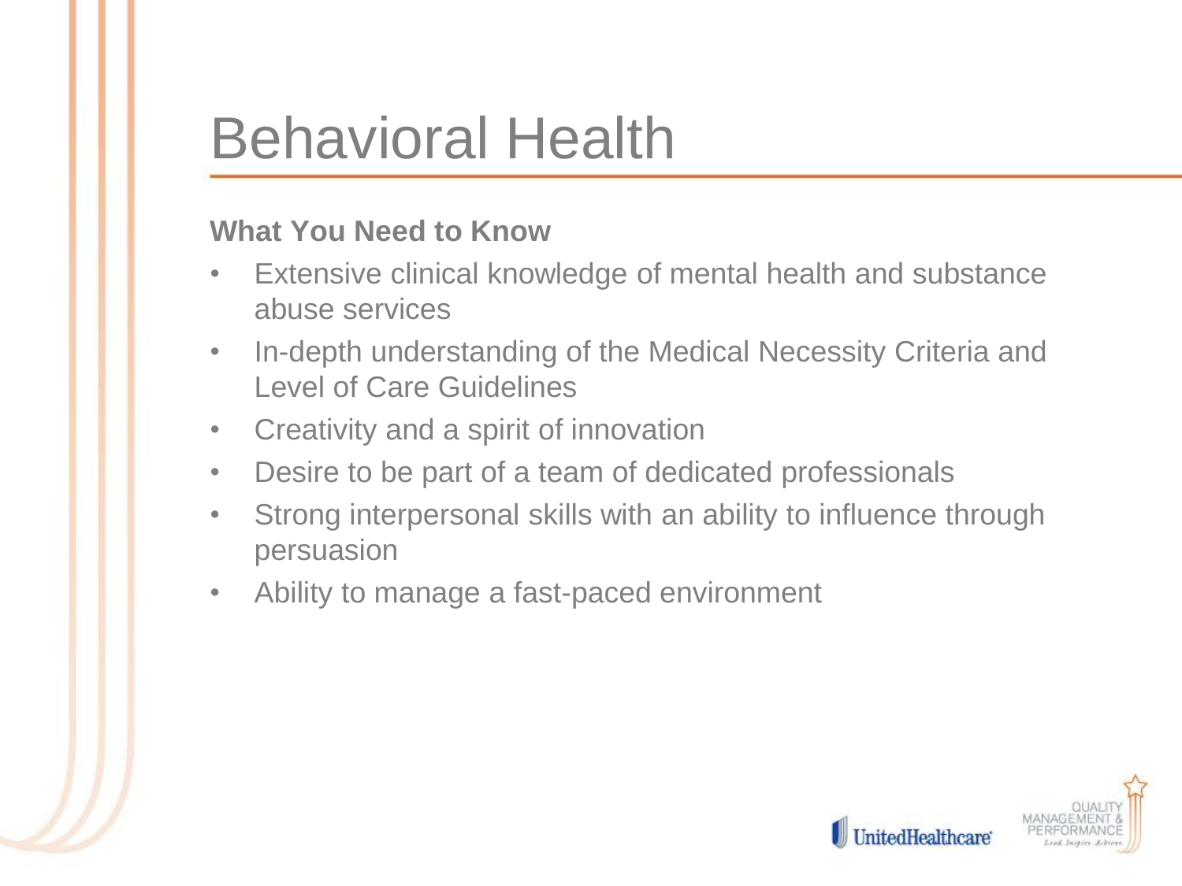# Behavioral Health

**What You Need to Know**

- Extensive clinical knowledge of mental health and substance abuse services
- In-depth understanding of the Medical Necessity Criteria and Level of Care Guidelines
- Creativity and a spirit of innovation
- Desire to be part of a team of dedicated professionals
- Strong interpersonal skills with an ability to influence through persuasion
- Ability to manage a fast-paced environment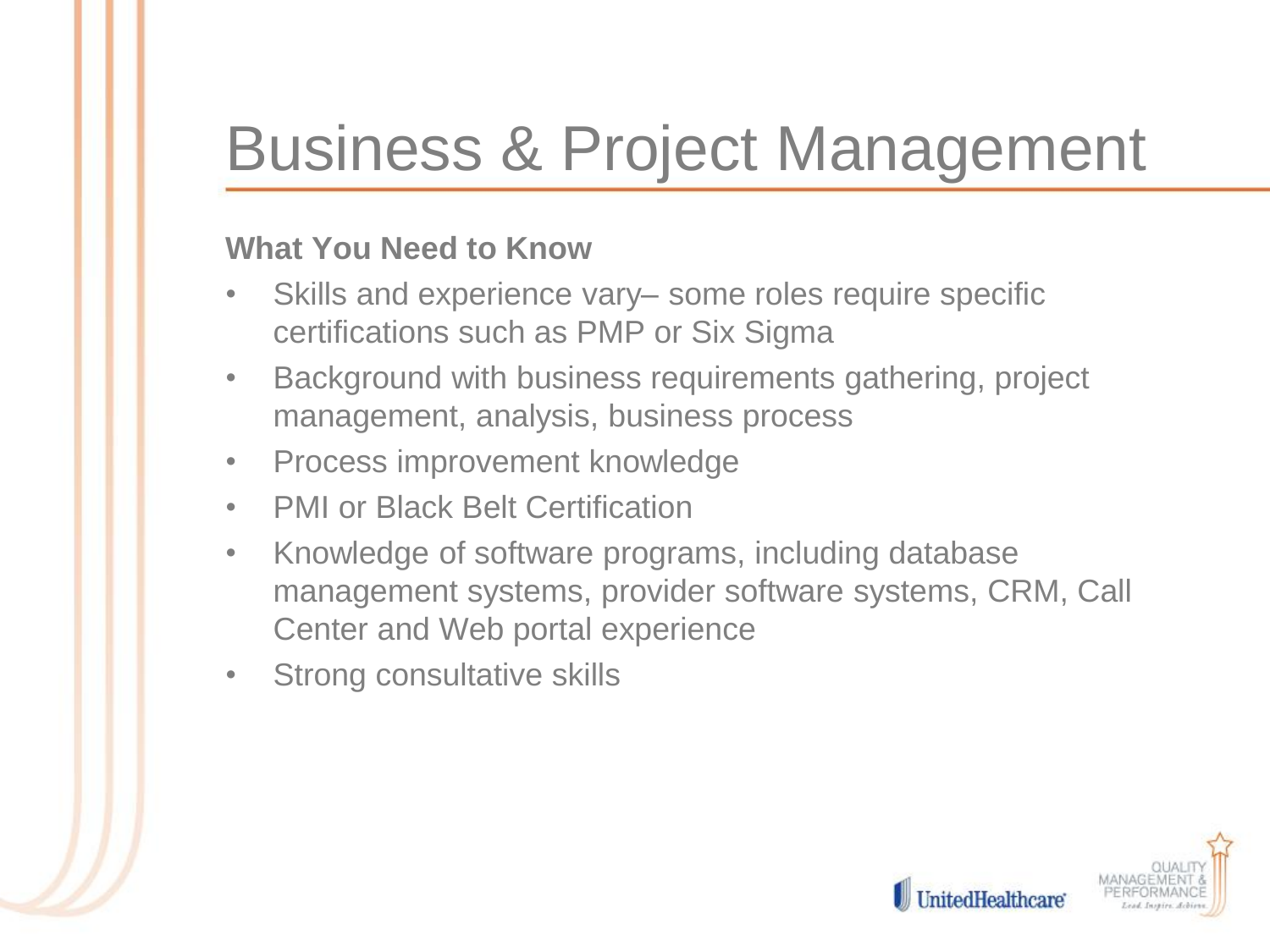# Business & Project Management

**What You Need to Know**

- Skills and experience vary– some roles require specific certifications such as PMP or Six Sigma
- Background with business requirements gathering, project management, analysis, business process
- Process improvement knowledge
- PMI or Black Belt Certification
- Knowledge of software programs, including database management systems, provider software systems, CRM, Call Center and Web portal experience
- Strong consultative skills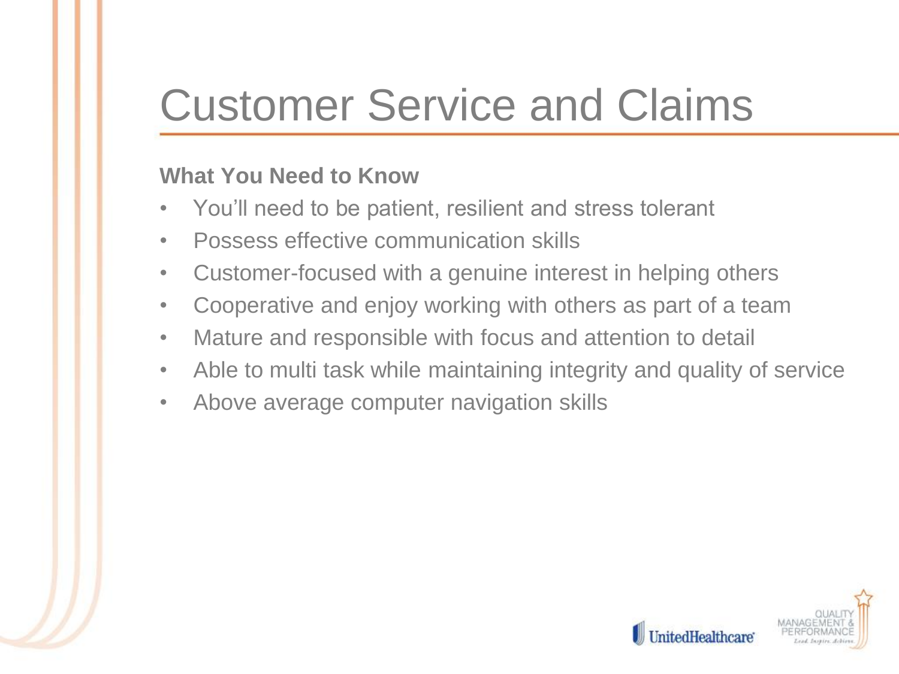# Customer Service and Claims

**What You Need to Know**

- You'll need to be patient, resilient and stress tolerant
- Possess effective communication skills
- Customer-focused with a genuine interest in helping others
- Cooperative and enjoy working with others as part of a team
- Mature and responsible with focus and attention to detail
- Able to multi task while maintaining integrity and quality of service
- Above average computer navigation skills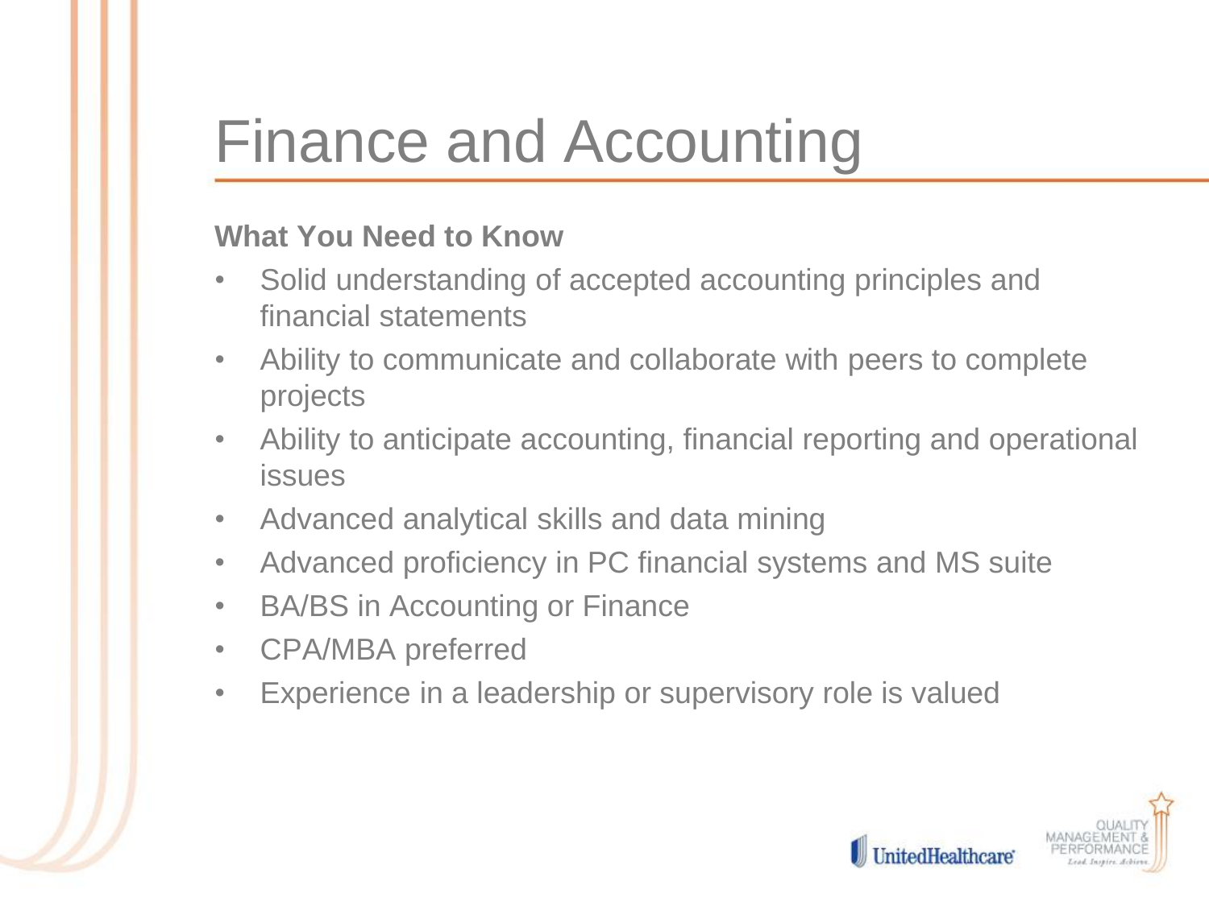# Finance and Accounting

**What You Need to Know**

- Solid understanding of accepted accounting principles and financial statements
- Ability to communicate and collaborate with peers to complete projects
- Ability to anticipate accounting, financial reporting and operational issues
- Advanced analytical skills and data mining
- Advanced proficiency in PC financial systems and MS suite
- BA/BS in Accounting or Finance
- CPA/MBA preferred
- Experience in a leadership or supervisory role is valued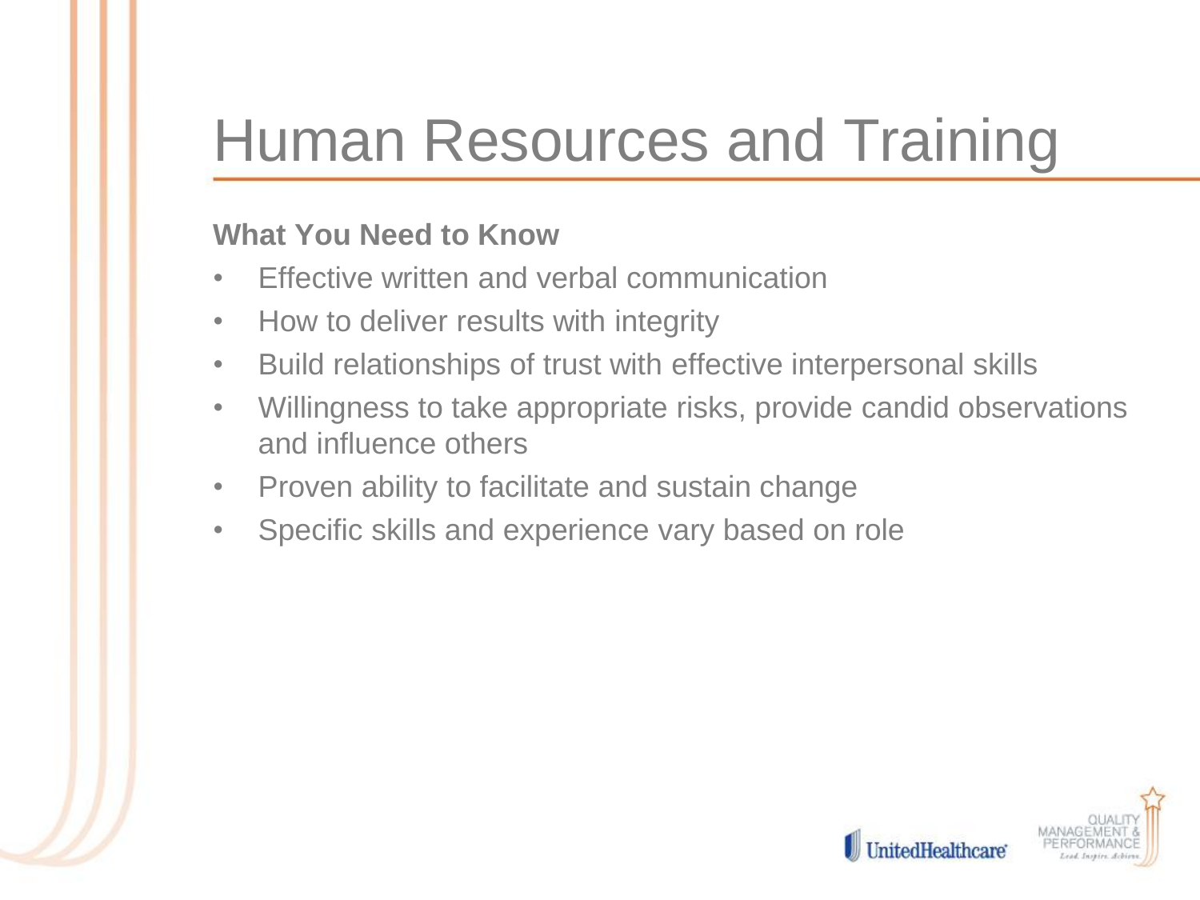# Human Resources and Training

**What You Need to Know**

- Effective written and verbal communication
- How to deliver results with integrity
- Build relationships of trust with effective interpersonal skills
- Willingness to take appropriate risks, provide candid observations and influence others
- Proven ability to facilitate and sustain change
- Specific skills and experience vary based on role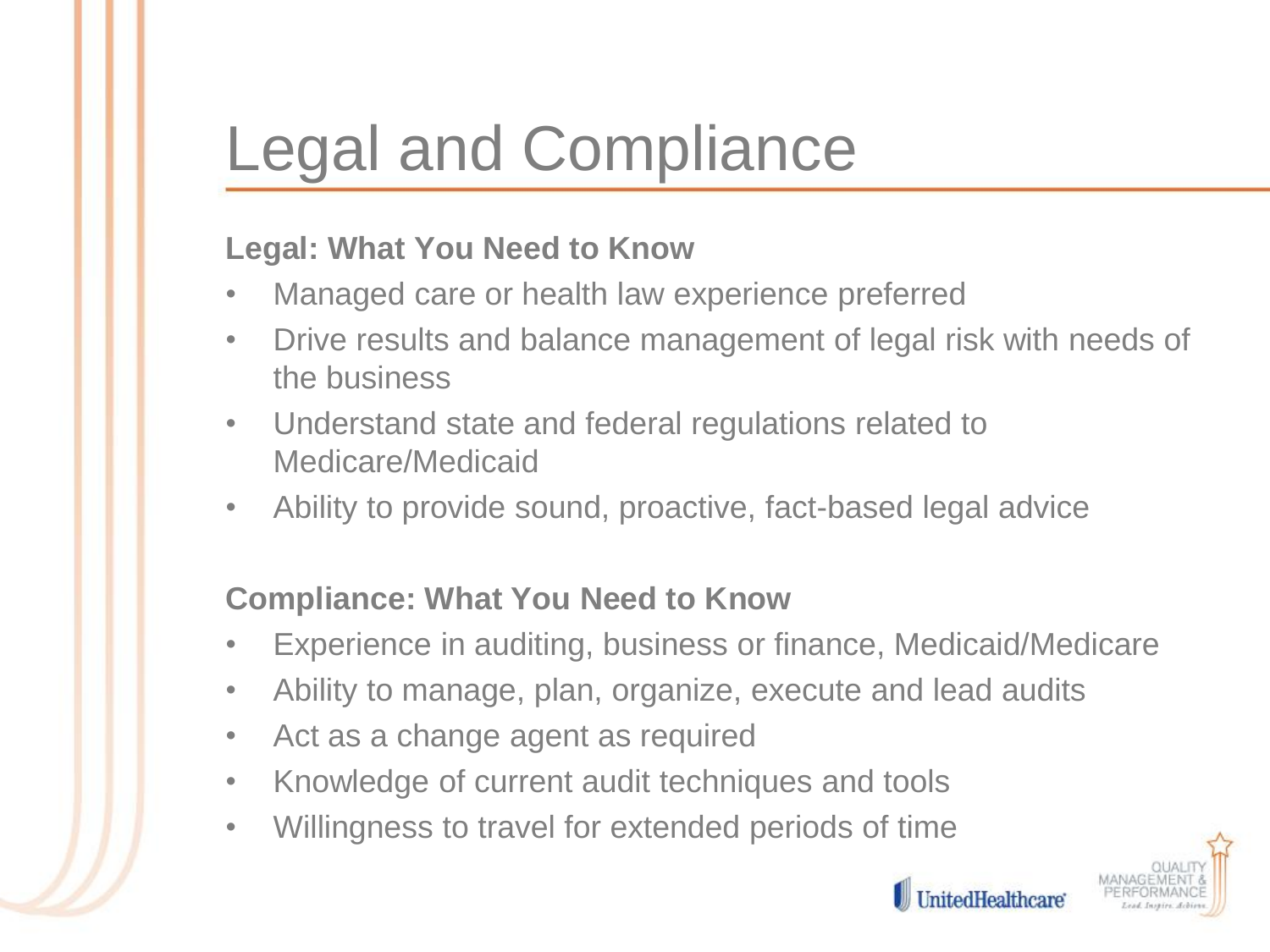# Legal and Compliance

**Legal: What You Need to Know**

- Managed care or health law experience preferred
- Drive results and balance management of legal risk with needs of the business
- Understand state and federal regulations related to Medicare/Medicaid
- Ability to provide sound, proactive, fact-based legal advice

**Compliance: What You Need to Know**

- Experience in auditing, business or finance, Medicaid/Medicare
- Ability to manage, plan, organize, execute and lead audits
- Act as a change agent as required
- Knowledge of current audit techniques and tools
- Willingness to travel for extended periods of time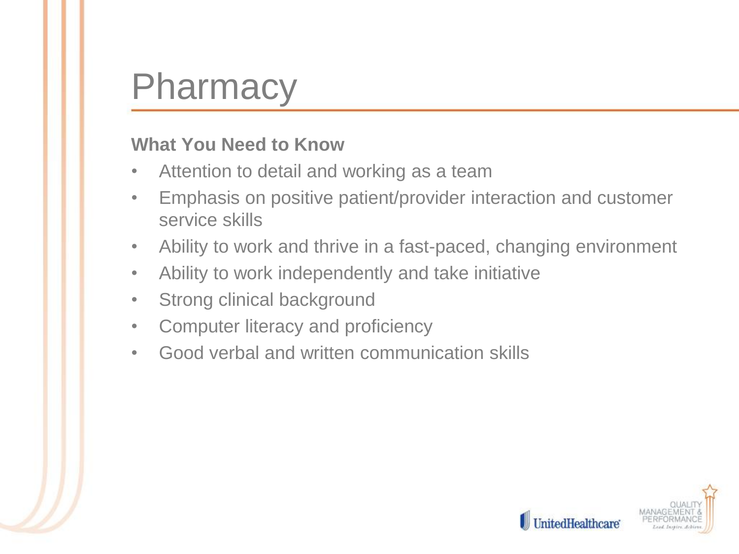# Pharmacy

**What You Need to Know**

- Attention to detail and working as a team
- Emphasis on positive patient/provider interaction and customer service skills
- Ability to work and thrive in a fast-paced, changing environment
- Ability to work independently and take initiative
- Strong clinical background
- Computer literacy and proficiency
- Good verbal and written communication skills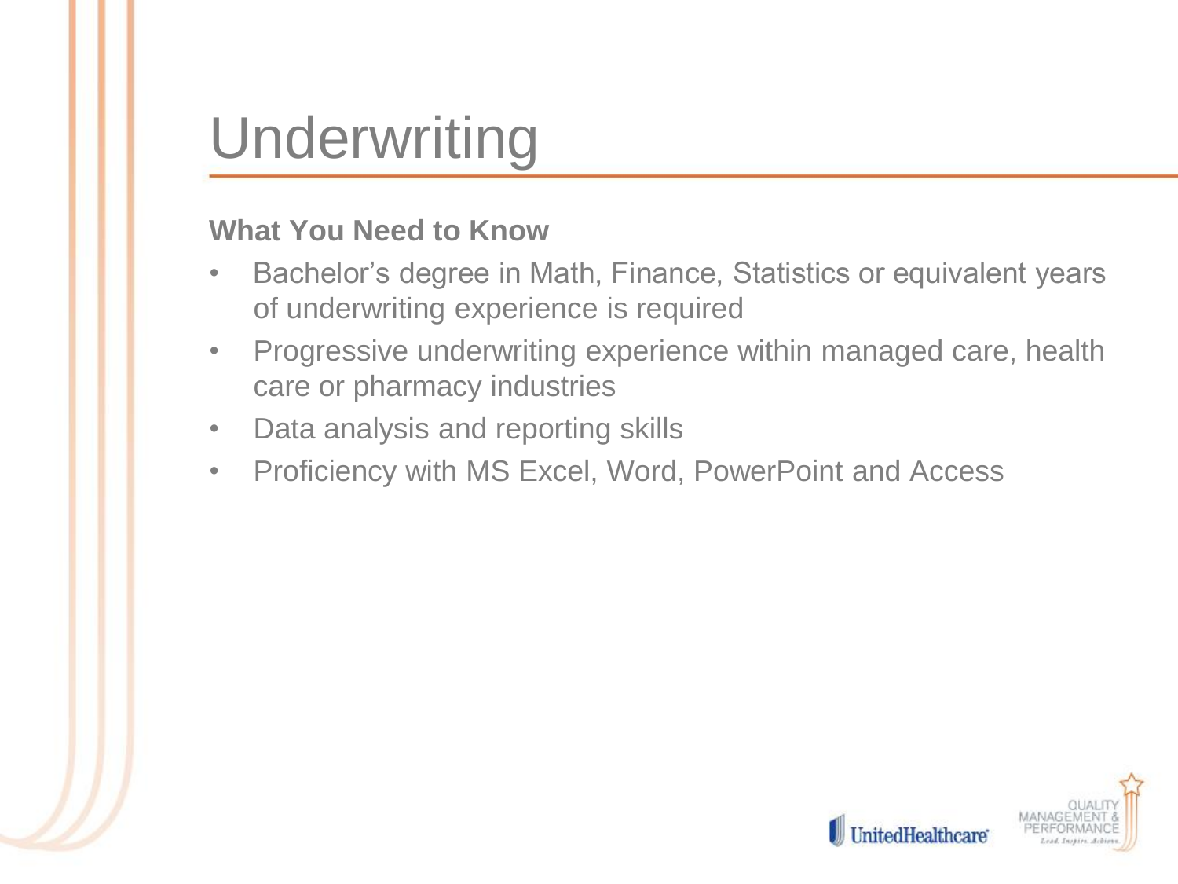# Underwriting

**What You Need to Know**

- Bachelor's degree in Math, Finance, Statistics or equivalent years of underwriting experience is required
- Progressive underwriting experience within managed care, health care or pharmacy industries
- Data analysis and reporting skills
- Proficiency with MS Excel, Word, PowerPoint and Access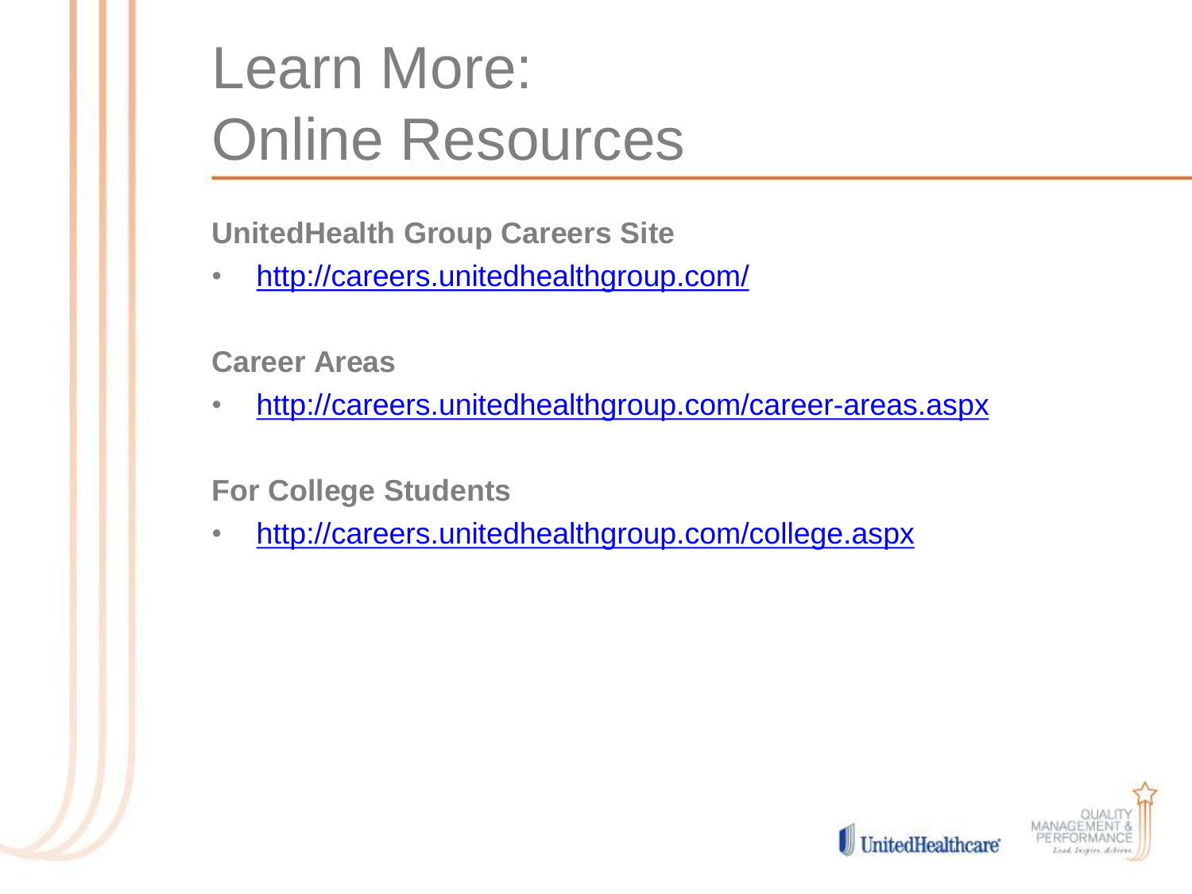# Learn More: Online Resources

**UnitedHealth Group Careers Site**

- http://careers.unitedhealthgroup.com/

**Career Areas**

- http://careers.unitedhealthgroup.com/career-areas.aspx

**For College Students**

- http://careers.unitedhealthgroup.com/college.aspx